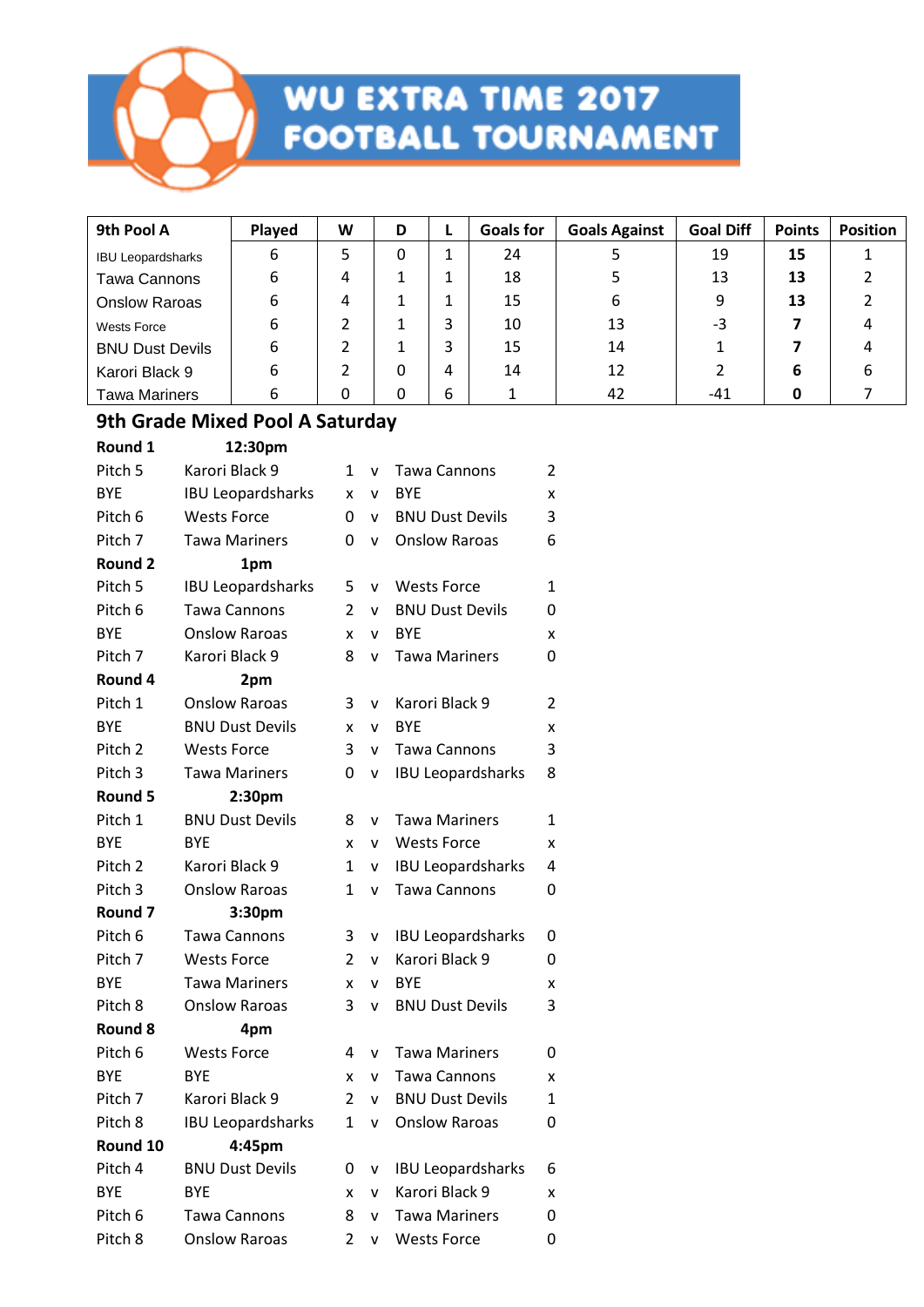# WU EXTRA TIME 2017 FOOTBALL TOURNAMENT

| 9th Pool A | Played | W | D | L | Goals for | Goals Against | Goal Diff | Points | Position |
|---|---|---|---|---|---|---|---|---|---|
| IBU Leopardsharks | 6 | 5 | 0 | 1 | 24 | 5 | 19 | **15** | 1 |
| Tawa Cannons | 6 | 4 | 1 | 1 | 18 | 5 | 13 | **13** | 2 |
| Onslow Raroas | 6 | 4 | 1 | 1 | 15 | 6 | 9 | **13** | 2 |
| Wests Force | 6 | 2 | 1 | 3 | 10 | 13 | -3 | **7** | 4 |
| BNU Dust Devils | 6 | 2 | 1 | 3 | 15 | 14 | 1 | **7** | 4 |
| Karori Black 9 | 6 | 2 | 0 | 4 | 14 | 12 | 2 | **6** | 6 |
| Tawa Mariners | 6 | 0 | 0 | 6 | 1 | 42 | -41 | **0** | 7 |

## 9th Grade Mixed Pool A Saturday

| | | | | | |
|---|---|---|---|---|---|
| **Round 1** | **12:30pm** | | | | |
| Pitch 5 | Karori Black 9 | 1 | v | Tawa Cannons | 2 |
| BYE | IBU Leopardsharks | x | v | BYE | x |
| Pitch 6 | Wests Force | 0 | v | BNU Dust Devils | 3 |
| Pitch 7 | Tawa Mariners | 0 | v | Onslow Raroas | 6 |
| **Round 2** | **1pm** | | | | |
| Pitch 5 | IBU Leopardsharks | 5 | v | Wests Force | 1 |
| Pitch 6 | Tawa Cannons | 2 | v | BNU Dust Devils | 0 |
| BYE | Onslow Raroas | x | v | BYE | x |
| Pitch 7 | Karori Black 9 | 8 | v | Tawa Mariners | 0 |
| **Round 4** | **2pm** | | | | |
| Pitch 1 | Onslow Raroas | 3 | v | Karori Black 9 | 2 |
| BYE | BNU Dust Devils | x | v | BYE | x |
| Pitch 2 | Wests Force | 3 | v | Tawa Cannons | 3 |
| Pitch 3 | Tawa Mariners | 0 | v | IBU Leopardsharks | 8 |
| **Round 5** | **2:30pm** | | | | |
| Pitch 1 | BNU Dust Devils | 8 | v | Tawa Mariners | 1 |
| BYE | BYE | x | v | Wests Force | x |
| Pitch 2 | Karori Black 9 | 1 | v | IBU Leopardsharks | 4 |
| Pitch 3 | Onslow Raroas | 1 | v | Tawa Cannons | 0 |
| **Round 7** | **3:30pm** | | | | |
| Pitch 6 | Tawa Cannons | 3 | v | IBU Leopardsharks | 0 |
| Pitch 7 | Wests Force | 2 | v | Karori Black 9 | 0 |
| BYE | Tawa Mariners | x | v | BYE | x |
| Pitch 8 | Onslow Raroas | 3 | v | BNU Dust Devils | 3 |
| **Round 8** | **4pm** | | | | |
| Pitch 6 | Wests Force | 4 | v | Tawa Mariners | 0 |
| BYE | BYE | x | v | Tawa Cannons | x |
| Pitch 7 | Karori Black 9 | 2 | v | BNU Dust Devils | 1 |
| Pitch 8 | IBU Leopardsharks | 1 | v | Onslow Raroas | 0 |
| **Round 10** | **4:45pm** | | | | |
| Pitch 4 | BNU Dust Devils | 0 | v | IBU Leopardsharks | 6 |
| BYE | BYE | x | v | Karori Black 9 | x |
| Pitch 6 | Tawa Cannons | 8 | v | Tawa Mariners | 0 |
| Pitch 8 | Onslow Raroas | 2 | v | Wests Force | 0 |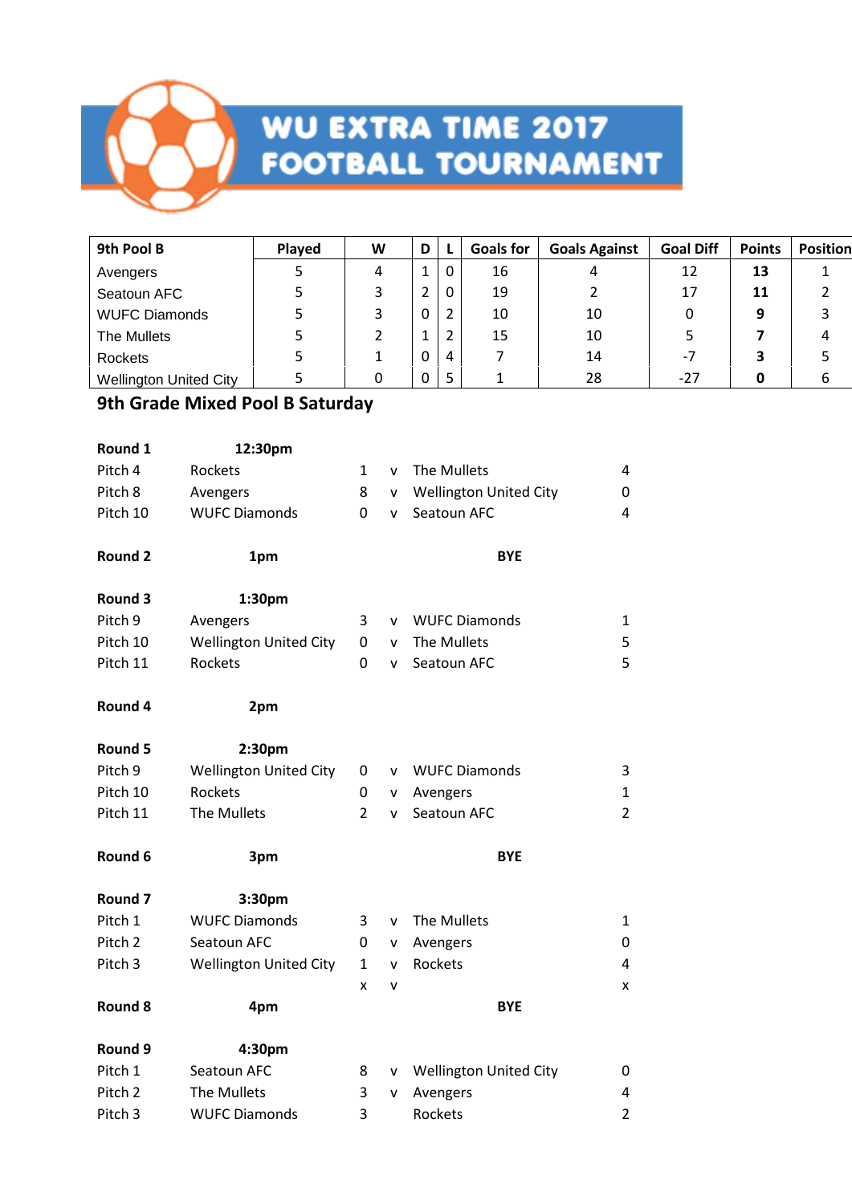# WU EXTRA TIME 2017 FOOTBALL TOURNAMENT

| 9th Pool B | Played | W | D | L | Goals for | Goals Against | Goal Diff | Points | Position |
|---|---|---|---|---|---|---|---|---|---|
| Avengers | 5 | 4 | 1 | 0 | 16 | 4 | 12 | **13** | 1 |
| Seatoun AFC | 5 | 3 | 2 | 0 | 19 | 2 | 17 | **11** | 2 |
| WUFC Diamonds | 5 | 3 | 0 | 2 | 10 | 10 | 0 | **9** | 3 |
| The Mullets | 5 | 2 | 1 | 2 | 15 | 10 | 5 | **7** | 4 |
| Rockets | 5 | 1 | 0 | 4 | 7 | 14 | -7 | **3** | 5 |
| Wellington United City | 5 | 0 | 0 | 5 | 1 | 28 | -27 | **0** | 6 |

## 9th Grade Mixed Pool B Saturday

| **Round 1** | **12:30pm** | | | | |
|---|---|---|---|---|---|
| Pitch 4 | Rockets | 1 | v | The Mullets | 4 |
| Pitch 8 | Avengers | 8 | v | Wellington United City | 0 |
| Pitch 10 | WUFC Diamonds | 0 | v | Seatoun AFC | 4 |
| | | | | | |
| **Round 2** | **1pm** | | | **BYE** | |
| | | | | | |
| **Round 3** | **1:30pm** | | | | |
| Pitch 9 | Avengers | 3 | v | WUFC Diamonds | 1 |
| Pitch 10 | Wellington United City | 0 | v | The Mullets | 5 |
| Pitch 11 | Rockets | 0 | v | Seatoun AFC | 5 |
| | | | | | |
| **Round 4** | **2pm** | | | | |
| | | | | | |
| **Round 5** | **2:30pm** | | | | |
| Pitch 9 | Wellington United City | 0 | v | WUFC Diamonds | 3 |
| Pitch 10 | Rockets | 0 | v | Avengers | 1 |
| Pitch 11 | The Mullets | 2 | v | Seatoun AFC | 2 |
| | | | | | |
| **Round 6** | **3pm** | | | **BYE** | |
| | | | | | |
| **Round 7** | **3:30pm** | | | | |
| Pitch 1 | WUFC Diamonds | 3 | v | The Mullets | 1 |
| Pitch 2 | Seatoun AFC | 0 | v | Avengers | 0 |
| Pitch 3 | Wellington United City | 1 | v | Rockets | 4 |
| | | x | v | | x |
| **Round 8** | **4pm** | | | **BYE** | |
| | | | | | |
| **Round 9** | **4:30pm** | | | | |
| Pitch 1 | Seatoun AFC | 8 | v | Wellington United City | 0 |
| Pitch 2 | The Mullets | 3 | v | Avengers | 4 |
| Pitch 3 | WUFC Diamonds | 3 | | Rockets | 2 |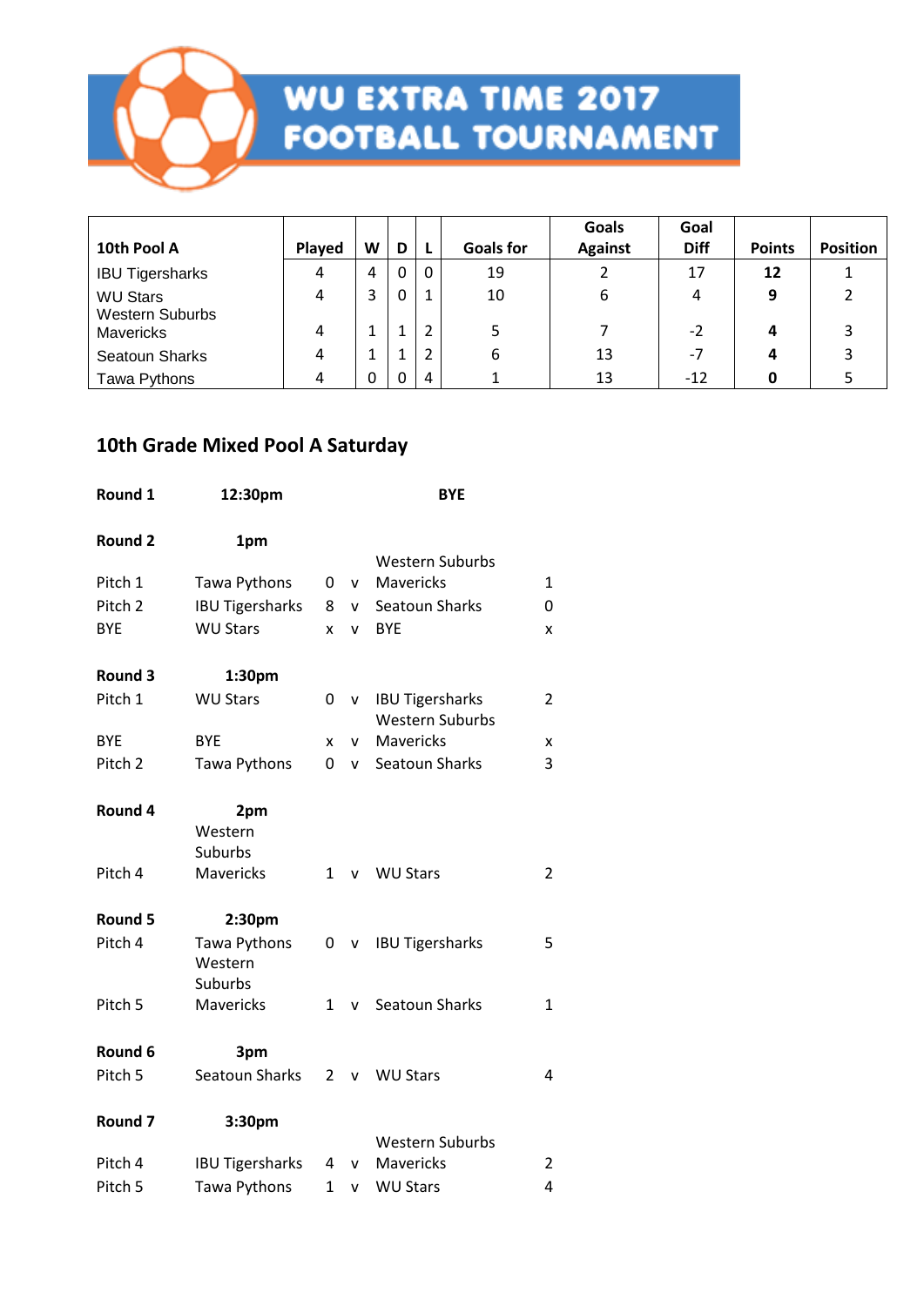# WU EXTRA TIME 2017 FOOTBALL TOURNAMENT

| 10th Pool A | Played | W | D | L | Goals for | Goals Against | Goal Diff | Points | Position |
|---|---|---|---|---|---|---|---|---|---|
| IBU Tigersharks | 4 | 4 | 0 | 0 | 19 | 2 | 17 | **12** | 1 |
| WU Stars | 4 | 3 | 0 | 1 | 10 | 6 | 4 | **9** | 2 |
| Western Suburbs Mavericks | 4 | 1 | 1 | 2 | 5 | 7 | -2 | **4** | 3 |
| Seatoun Sharks | 4 | 1 | 1 | 2 | 6 | 13 | -7 | **4** | 3 |
| Tawa Pythons | 4 | 0 | 0 | 4 | 1 | 13 | -12 | **0** | 5 |

## 10th Grade Mixed Pool A Saturday

| | | | | | |
|---|---|---|---|---|---|
| **Round 1** | **12:30pm** | | | **BYE** | |
| | | | | | |
| **Round 2** | **1pm** | | | | |
| Pitch 1 | Tawa Pythons | 0 | v | Western Suburbs Mavericks | 1 |
| Pitch 2 | IBU Tigersharks | 8 | v | Seatoun Sharks | 0 |
| BYE | WU Stars | x | v | BYE | x |
| | | | | | |
| **Round 3** | **1:30pm** | | | | |
| Pitch 1 | WU Stars | 0 | v | IBU Tigersharks | 2 |
| BYE | BYE | x | v | Western Suburbs Mavericks | x |
| Pitch 2 | Tawa Pythons | 0 | v | Seatoun Sharks | 3 |
| | | | | | |
| **Round 4** | **2pm** | | | | |
| Pitch 4 | Western Suburbs Mavericks | 1 | v | WU Stars | 2 |
| | | | | | |
| **Round 5** | **2:30pm** | | | | |
| Pitch 4 | Tawa Pythons | 0 | v | IBU Tigersharks | 5 |
| Pitch 5 | Western Suburbs Mavericks | 1 | v | Seatoun Sharks | 1 |
| | | | | | |
| **Round 6** | **3pm** | | | | |
| Pitch 5 | Seatoun Sharks | 2 | v | WU Stars | 4 |
| | | | | | |
| **Round 7** | **3:30pm** | | | | |
| Pitch 4 | IBU Tigersharks | 4 | v | Western Suburbs Mavericks | 2 |
| Pitch 5 | Tawa Pythons | 1 | v | WU Stars | 4 |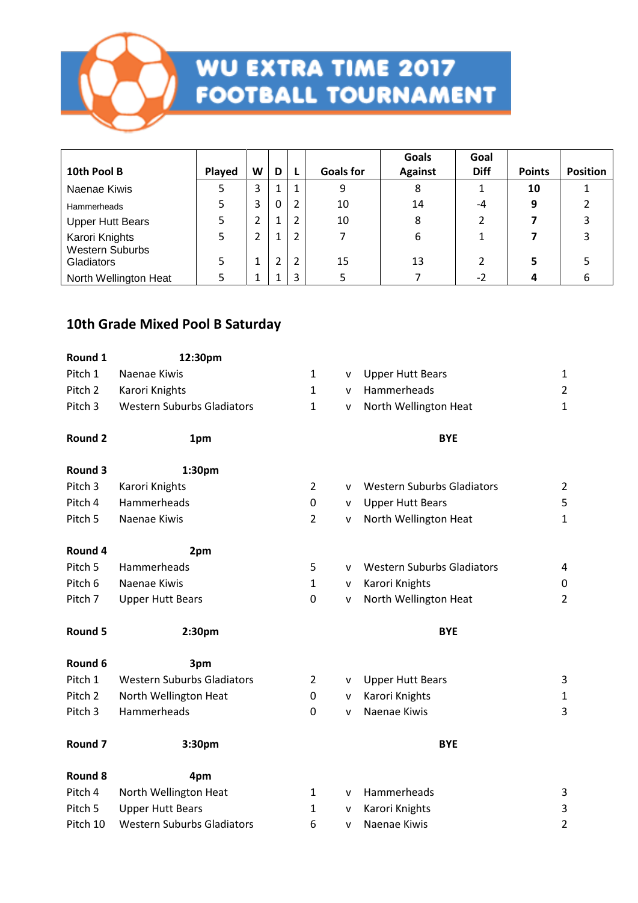# WU EXTRA TIME 2017 FOOTBALL TOURNAMENT

| 10th Pool B | Played | W | D | L | Goals for | Goals Against | Goal Diff | Points | Position |
|---|---|---|---|---|---|---|---|---|---|
| Naenae Kiwis | 5 | 3 | 1 | 1 | 9 | 8 | 1 | **10** | 1 |
| Hammerheads | 5 | 3 | 0 | 2 | 10 | 14 | -4 | **9** | 2 |
| Upper Hutt Bears | 5 | 2 | 1 | 2 | 10 | 8 | 2 | **7** | 3 |
| Karori Knights | 5 | 2 | 1 | 2 | 7 | 6 | 1 | **7** | 3 |
| Western Suburbs Gladiators | 5 | 1 | 2 | 2 | 15 | 13 | 2 | **5** | 5 |
| North Wellington Heat | 5 | 1 | 1 | 3 | 5 | 7 | -2 | **4** | 6 |

## 10th Grade Mixed Pool B Saturday

**Round 1** **12:30pm**

| | | | | | |
|---|---|---|---|---|---|
| Pitch 1 | Naenae Kiwis | 1 | v | Upper Hutt Bears | 1 |
| Pitch 2 | Karori Knights | 1 | v | Hammerheads | 2 |
| Pitch 3 | Western Suburbs Gladiators | 1 | v | North Wellington Heat | 1 |

**Round 2** **1pm** **BYE**

**Round 3** **1:30pm**

| | | | | | |
|---|---|---|---|---|---|
| Pitch 3 | Karori Knights | 2 | v | Western Suburbs Gladiators | 2 |
| Pitch 4 | Hammerheads | 0 | v | Upper Hutt Bears | 5 |
| Pitch 5 | Naenae Kiwis | 2 | v | North Wellington Heat | 1 |

**Round 4** **2pm**

| | | | | | |
|---|---|---|---|---|---|
| Pitch 5 | Hammerheads | 5 | v | Western Suburbs Gladiators | 4 |
| Pitch 6 | Naenae Kiwis | 1 | v | Karori Knights | 0 |
| Pitch 7 | Upper Hutt Bears | 0 | v | North Wellington Heat | 2 |

**Round 5** **2:30pm** **BYE**

**Round 6** **3pm**

| | | | | | |
|---|---|---|---|---|---|
| Pitch 1 | Western Suburbs Gladiators | 2 | v | Upper Hutt Bears | 3 |
| Pitch 2 | North Wellington Heat | 0 | v | Karori Knights | 1 |
| Pitch 3 | Hammerheads | 0 | v | Naenae Kiwis | 3 |

**Round 7** **3:30pm** **BYE**

**Round 8** **4pm**

| | | | | | |
|---|---|---|---|---|---|
| Pitch 4 | North Wellington Heat | 1 | v | Hammerheads | 3 |
| Pitch 5 | Upper Hutt Bears | 1 | v | Karori Knights | 3 |
| Pitch 10 | Western Suburbs Gladiators | 6 | v | Naenae Kiwis | 2 |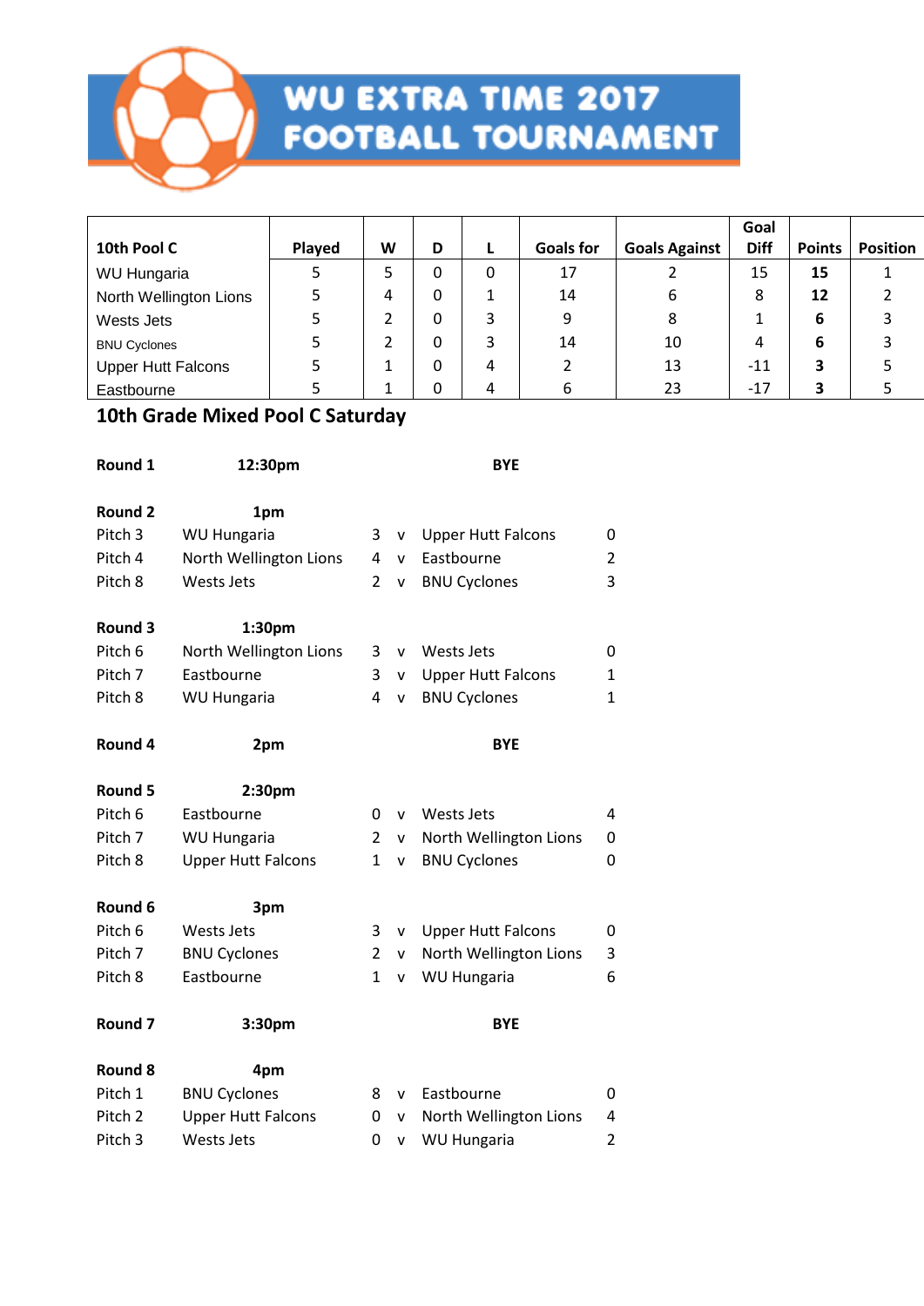# WU EXTRA TIME 2017 FOOTBALL TOURNAMENT

| 10th Pool C | Played | W | D | L | Goals for | Goals Against | Goal Diff | Points | Position |
|---|---|---|---|---|---|---|---|---|---|
| WU Hungaria | 5 | 5 | 0 | 0 | 17 | 2 | 15 | **15** | 1 |
| North Wellington Lions | 5 | 4 | 0 | 1 | 14 | 6 | 8 | **12** | 2 |
| Wests Jets | 5 | 2 | 0 | 3 | 9 | 8 | 1 | **6** | 3 |
| BNU Cyclones | 5 | 2 | 0 | 3 | 14 | 10 | 4 | **6** | 3 |
| Upper Hutt Falcons | 5 | 1 | 0 | 4 | 2 | 13 | -11 | **3** | 5 |
| Eastbourne | 5 | 1 | 0 | 4 | 6 | 23 | -17 | **3** | 5 |

## 10th Grade Mixed Pool C Saturday

**Round 1** **12:30pm** **BYE**

| **Round 2** | **1pm** | | | | |
|---|---|---|---|---|---|
| Pitch 3 | WU Hungaria | 3 | v | Upper Hutt Falcons | 0 |
| Pitch 4 | North Wellington Lions | 4 | v | Eastbourne | 2 |
| Pitch 8 | Wests Jets | 2 | v | BNU Cyclones | 3 |

| **Round 3** | **1:30pm** | | | | |
|---|---|---|---|---|---|
| Pitch 6 | North Wellington Lions | 3 | v | Wests Jets | 0 |
| Pitch 7 | Eastbourne | 3 | v | Upper Hutt Falcons | 1 |
| Pitch 8 | WU Hungaria | 4 | v | BNU Cyclones | 1 |

**Round 4** **2pm** **BYE**

| **Round 5** | **2:30pm** | | | | |
|---|---|---|---|---|---|
| Pitch 6 | Eastbourne | 0 | v | Wests Jets | 4 |
| Pitch 7 | WU Hungaria | 2 | v | North Wellington Lions | 0 |
| Pitch 8 | Upper Hutt Falcons | 1 | v | BNU Cyclones | 0 |

| **Round 6** | **3pm** | | | | |
|---|---|---|---|---|---|
| Pitch 6 | Wests Jets | 3 | v | Upper Hutt Falcons | 0 |
| Pitch 7 | BNU Cyclones | 2 | v | North Wellington Lions | 3 |
| Pitch 8 | Eastbourne | 1 | v | WU Hungaria | 6 |

**Round 7** **3:30pm** **BYE**

| **Round 8** | **4pm** | | | | |
|---|---|---|---|---|---|
| Pitch 1 | BNU Cyclones | 8 | v | Eastbourne | 0 |
| Pitch 2 | Upper Hutt Falcons | 0 | v | North Wellington Lions | 4 |
| Pitch 3 | Wests Jets | 0 | v | WU Hungaria | 2 |